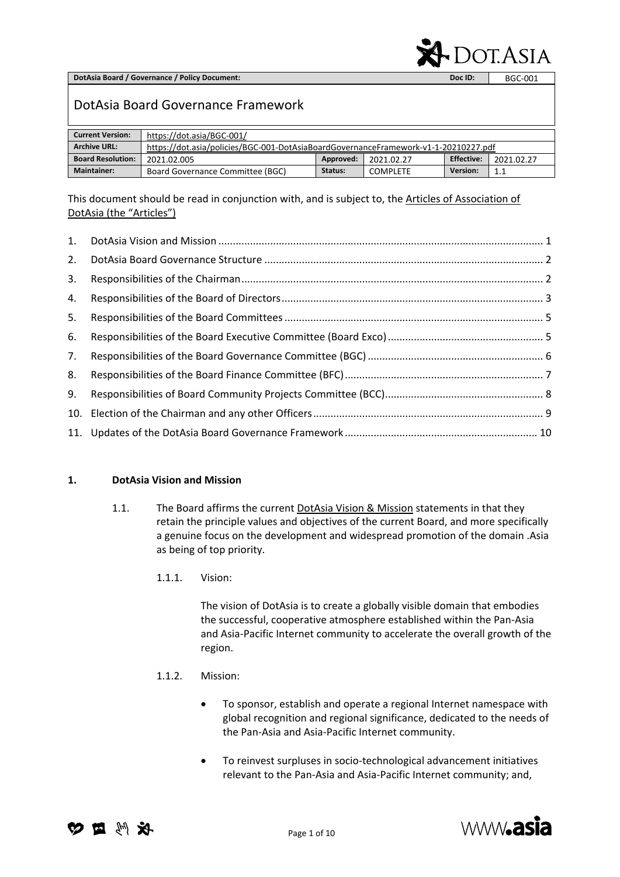| DotAsia Board / Governance / Policy Document: | | | | Doc ID: | BGC-001 |
|---|---|---|---|---|---|

# DotAsia Board Governance Framework

| Current Version: | https://dot.asia/BGC-001/ | | | | |
|---|---|---|---|---|---|
| Archive URL: | https://dot.asia/policies/BGC-001-DotAsiaBoardGovernanceFramework-v1-1-20210227.pdf | | | | |
| Board Resolution: | 2021.02.005 | Approved: | 2021.02.27 | Effective: | 2021.02.27 |
| Maintainer: | Board Governance Committee (BGC) | Status: | COMPLETE | Version: | 1.1 |

This document should be read in conjunction with, and is subject to, the Articles of Association of DotAsia (the "Articles")

1. DotAsia Vision and Mission ........ 1
2. DotAsia Board Governance Structure ........ 2
3. Responsibilities of the Chairman ........ 2
4. Responsibilities of the Board of Directors ........ 3
5. Responsibilities of the Board Committees ........ 5
6. Responsibilities of the Board Executive Committee (Board Exco) ........ 5
7. Responsibilities of the Board Governance Committee (BGC) ........ 6
8. Responsibilities of the Board Finance Committee (BFC) ........ 7
9. Responsibilities of Board Community Projects Committee (BCC) ........ 8
10. Election of the Chairman and any other Officers ........ 9
11. Updates of the DotAsia Board Governance Framework ........ 10

## 1. DotAsia Vision and Mission

1.1. The Board affirms the current DotAsia Vision & Mission statements in that they retain the principle values and objectives of the current Board, and more specifically a genuine focus on the development and widespread promotion of the domain .Asia as being of top priority.

1.1.1. Vision:

The vision of DotAsia is to create a globally visible domain that embodies the successful, cooperative atmosphere established within the Pan-Asia and Asia-Pacific Internet community to accelerate the overall growth of the region.

1.1.2. Mission:

- To sponsor, establish and operate a regional Internet namespace with global recognition and regional significance, dedicated to the needs of the Pan-Asia and Asia-Pacific Internet community.
- To reinvest surpluses in socio-technological advancement initiatives relevant to the Pan-Asia and Asia-Pacific Internet community; and,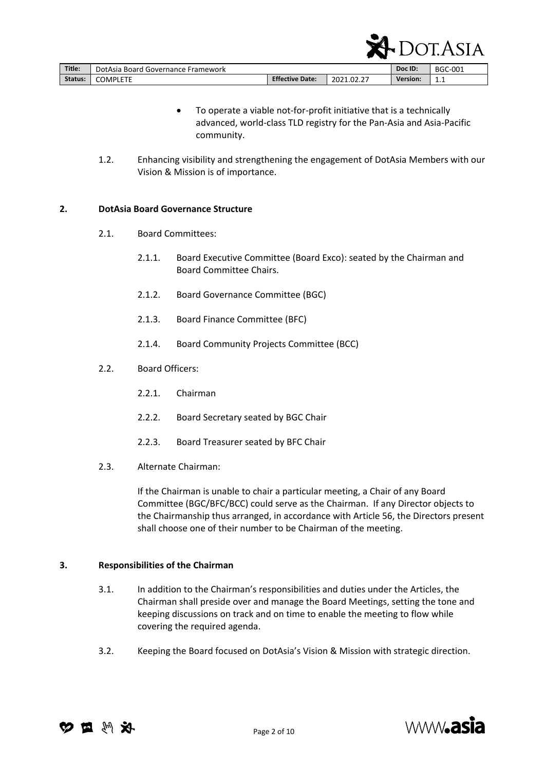- To operate a viable not-for-profit initiative that is a technically advanced, world-class TLD registry for the Pan-Asia and Asia-Pacific community.

1.2. Enhancing visibility and strengthening the engagement of DotAsia Members with our Vision & Mission is of importance.

## 2. DotAsia Board Governance Structure

2.1. Board Committees:

2.1.1. Board Executive Committee (Board Exco): seated by the Chairman and Board Committee Chairs.

2.1.2. Board Governance Committee (BGC)

2.1.3. Board Finance Committee (BFC)

2.1.4. Board Community Projects Committee (BCC)

2.2. Board Officers:

2.2.1. Chairman

2.2.2. Board Secretary seated by BGC Chair

2.2.3. Board Treasurer seated by BFC Chair

2.3. Alternate Chairman:

If the Chairman is unable to chair a particular meeting, a Chair of any Board Committee (BGC/BFC/BCC) could serve as the Chairman. If any Director objects to the Chairmanship thus arranged, in accordance with Article 56, the Directors present shall choose one of their number to be Chairman of the meeting.

## 3. Responsibilities of the Chairman

3.1. In addition to the Chairman's responsibilities and duties under the Articles, the Chairman shall preside over and manage the Board Meetings, setting the tone and keeping discussions on track and on time to enable the meeting to flow while covering the required agenda.

3.2. Keeping the Board focused on DotAsia's Vision & Mission with strategic direction.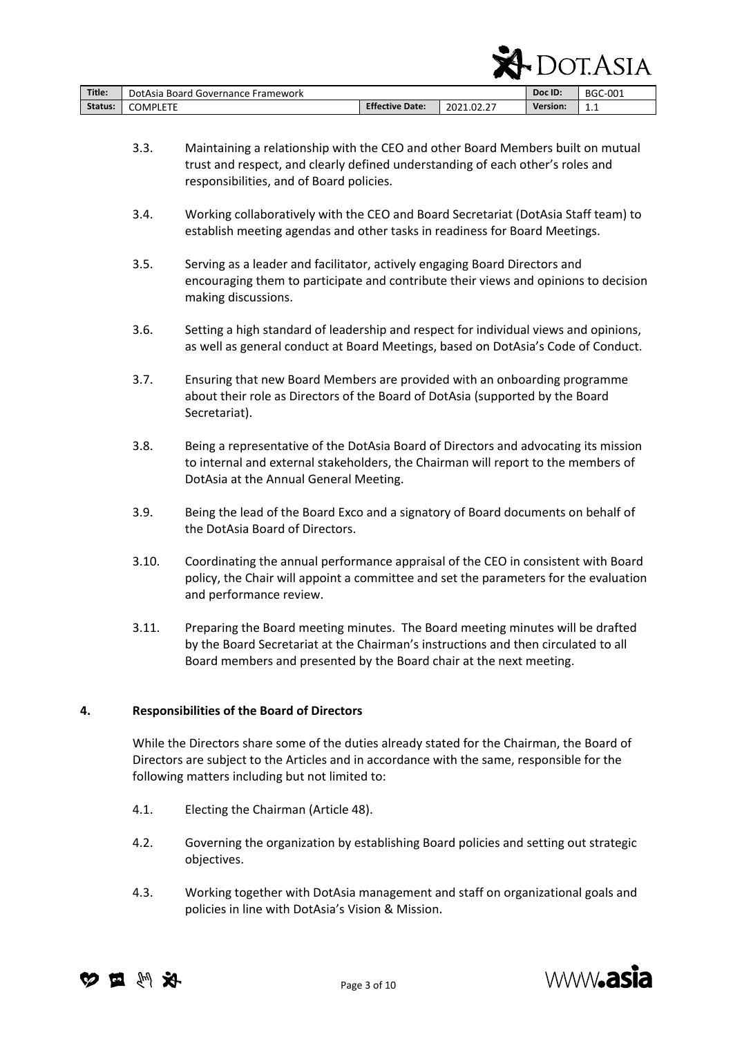3.3. Maintaining a relationship with the CEO and other Board Members built on mutual trust and respect, and clearly defined understanding of each other's roles and responsibilities, and of Board policies.

3.4. Working collaboratively with the CEO and Board Secretariat (DotAsia Staff team) to establish meeting agendas and other tasks in readiness for Board Meetings.

3.5. Serving as a leader and facilitator, actively engaging Board Directors and encouraging them to participate and contribute their views and opinions to decision making discussions.

3.6. Setting a high standard of leadership and respect for individual views and opinions, as well as general conduct at Board Meetings, based on DotAsia's Code of Conduct.

3.7. Ensuring that new Board Members are provided with an onboarding programme about their role as Directors of the Board of DotAsia (supported by the Board Secretariat).

3.8. Being a representative of the DotAsia Board of Directors and advocating its mission to internal and external stakeholders, the Chairman will report to the members of DotAsia at the Annual General Meeting.

3.9. Being the lead of the Board Exco and a signatory of Board documents on behalf of the DotAsia Board of Directors.

3.10. Coordinating the annual performance appraisal of the CEO in consistent with Board policy, the Chair will appoint a committee and set the parameters for the evaluation and performance review.

3.11. Preparing the Board meeting minutes. The Board meeting minutes will be drafted by the Board Secretariat at the Chairman's instructions and then circulated to all Board members and presented by the Board chair at the next meeting.

## 4. Responsibilities of the Board of Directors

While the Directors share some of the duties already stated for the Chairman, the Board of Directors are subject to the Articles and in accordance with the same, responsible for the following matters including but not limited to:

4.1. Electing the Chairman (Article 48).

4.2. Governing the organization by establishing Board policies and setting out strategic objectives.

4.3. Working together with DotAsia management and staff on organizational goals and policies in line with DotAsia's Vision & Mission.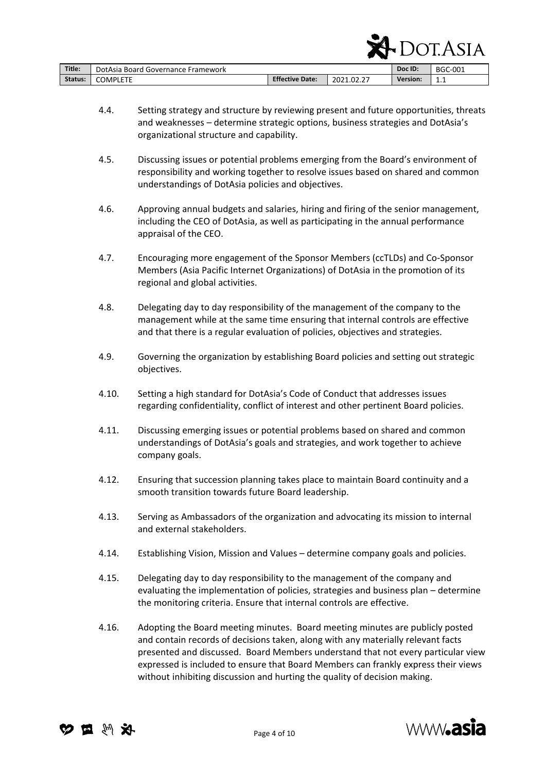4.4. Setting strategy and structure by reviewing present and future opportunities, threats and weaknesses – determine strategic options, business strategies and DotAsia's organizational structure and capability.

4.5. Discussing issues or potential problems emerging from the Board's environment of responsibility and working together to resolve issues based on shared and common understandings of DotAsia policies and objectives.

4.6. Approving annual budgets and salaries, hiring and firing of the senior management, including the CEO of DotAsia, as well as participating in the annual performance appraisal of the CEO.

4.7. Encouraging more engagement of the Sponsor Members (ccTLDs) and Co-Sponsor Members (Asia Pacific Internet Organizations) of DotAsia in the promotion of its regional and global activities.

4.8. Delegating day to day responsibility of the management of the company to the management while at the same time ensuring that internal controls are effective and that there is a regular evaluation of policies, objectives and strategies.

4.9. Governing the organization by establishing Board policies and setting out strategic objectives.

4.10. Setting a high standard for DotAsia's Code of Conduct that addresses issues regarding confidentiality, conflict of interest and other pertinent Board policies.

4.11. Discussing emerging issues or potential problems based on shared and common understandings of DotAsia's goals and strategies, and work together to achieve company goals.

4.12. Ensuring that succession planning takes place to maintain Board continuity and a smooth transition towards future Board leadership.

4.13. Serving as Ambassadors of the organization and advocating its mission to internal and external stakeholders.

4.14. Establishing Vision, Mission and Values – determine company goals and policies.

4.15. Delegating day to day responsibility to the management of the company and evaluating the implementation of policies, strategies and business plan – determine the monitoring criteria. Ensure that internal controls are effective.

4.16. Adopting the Board meeting minutes. Board meeting minutes are publicly posted and contain records of decisions taken, along with any materially relevant facts presented and discussed. Board Members understand that not every particular view expressed is included to ensure that Board Members can frankly express their views without inhibiting discussion and hurting the quality of decision making.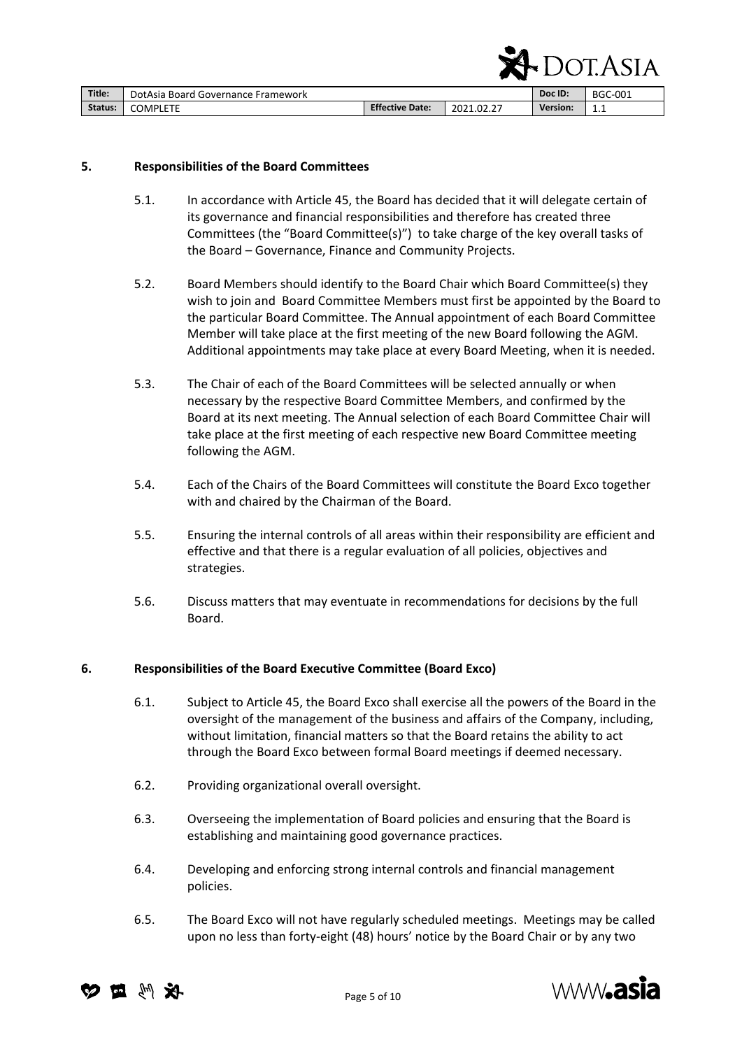## 5. Responsibilities of the Board Committees

5.1. In accordance with Article 45, the Board has decided that it will delegate certain of its governance and financial responsibilities and therefore has created three Committees (the "Board Committee(s)") to take charge of the key overall tasks of the Board – Governance, Finance and Community Projects.

5.2. Board Members should identify to the Board Chair which Board Committee(s) they wish to join and Board Committee Members must first be appointed by the Board to the particular Board Committee. The Annual appointment of each Board Committee Member will take place at the first meeting of the new Board following the AGM. Additional appointments may take place at every Board Meeting, when it is needed.

5.3. The Chair of each of the Board Committees will be selected annually or when necessary by the respective Board Committee Members, and confirmed by the Board at its next meeting. The Annual selection of each Board Committee Chair will take place at the first meeting of each respective new Board Committee meeting following the AGM.

5.4. Each of the Chairs of the Board Committees will constitute the Board Exco together with and chaired by the Chairman of the Board.

5.5. Ensuring the internal controls of all areas within their responsibility are efficient and effective and that there is a regular evaluation of all policies, objectives and strategies.

5.6. Discuss matters that may eventuate in recommendations for decisions by the full Board.

## 6. Responsibilities of the Board Executive Committee (Board Exco)

6.1. Subject to Article 45, the Board Exco shall exercise all the powers of the Board in the oversight of the management of the business and affairs of the Company, including, without limitation, financial matters so that the Board retains the ability to act through the Board Exco between formal Board meetings if deemed necessary.

6.2. Providing organizational overall oversight.

6.3. Overseeing the implementation of Board policies and ensuring that the Board is establishing and maintaining good governance practices.

6.4. Developing and enforcing strong internal controls and financial management policies.

6.5. The Board Exco will not have regularly scheduled meetings. Meetings may be called upon no less than forty-eight (48) hours' notice by the Board Chair or by any two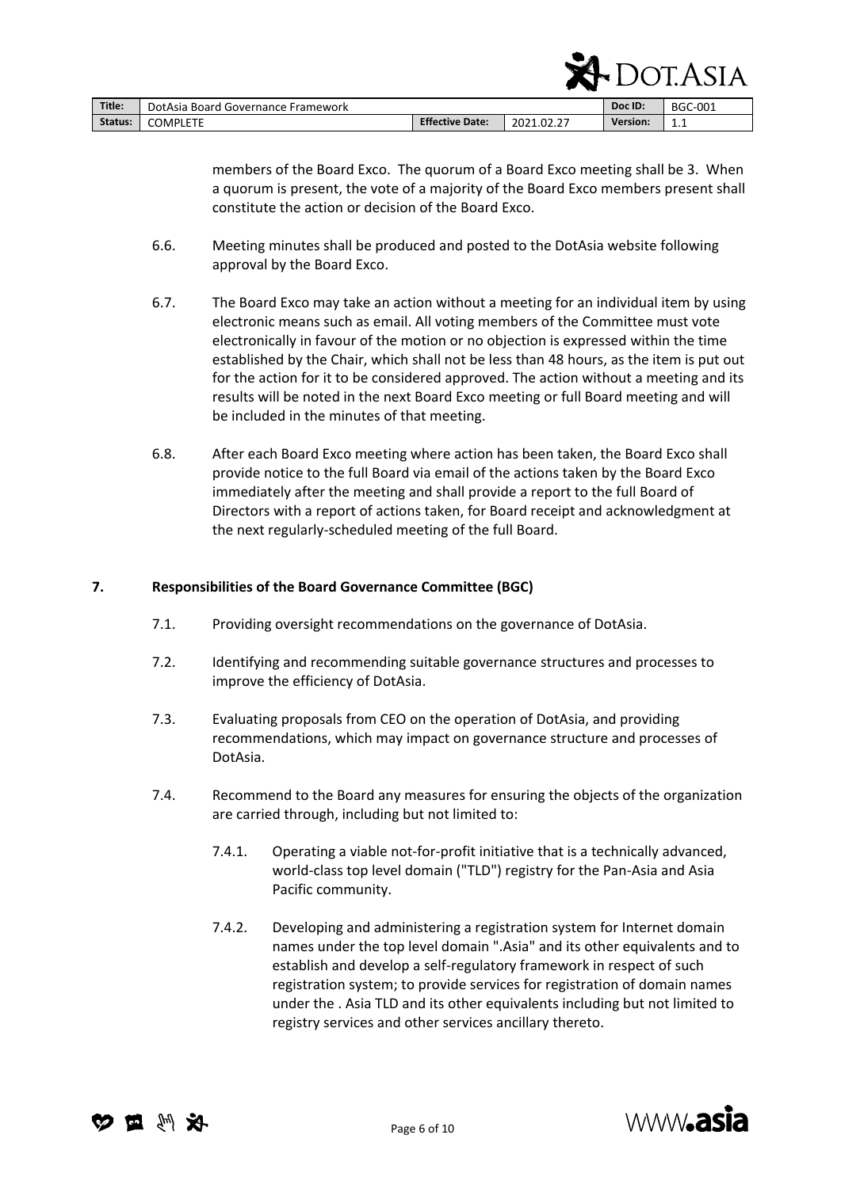members of the Board Exco. The quorum of a Board Exco meeting shall be 3. When a quorum is present, the vote of a majority of the Board Exco members present shall constitute the action or decision of the Board Exco.

6.6. Meeting minutes shall be produced and posted to the DotAsia website following approval by the Board Exco.

6.7. The Board Exco may take an action without a meeting for an individual item by using electronic means such as email. All voting members of the Committee must vote electronically in favour of the motion or no objection is expressed within the time established by the Chair, which shall not be less than 48 hours, as the item is put out for the action for it to be considered approved. The action without a meeting and its results will be noted in the next Board Exco meeting or full Board meeting and will be included in the minutes of that meeting.

6.8. After each Board Exco meeting where action has been taken, the Board Exco shall provide notice to the full Board via email of the actions taken by the Board Exco immediately after the meeting and shall provide a report to the full Board of Directors with a report of actions taken, for Board receipt and acknowledgment at the next regularly-scheduled meeting of the full Board.

## 7. Responsibilities of the Board Governance Committee (BGC)

7.1. Providing oversight recommendations on the governance of DotAsia.

7.2. Identifying and recommending suitable governance structures and processes to improve the efficiency of DotAsia.

7.3. Evaluating proposals from CEO on the operation of DotAsia, and providing recommendations, which may impact on governance structure and processes of DotAsia.

7.4. Recommend to the Board any measures for ensuring the objects of the organization are carried through, including but not limited to:

7.4.1. Operating a viable not-for-profit initiative that is a technically advanced, world-class top level domain ("TLD") registry for the Pan-Asia and Asia Pacific community.

7.4.2. Developing and administering a registration system for Internet domain names under the top level domain ".Asia" and its other equivalents and to establish and develop a self-regulatory framework in respect of such registration system; to provide services for registration of domain names under the . Asia TLD and its other equivalents including but not limited to registry services and other services ancillary thereto.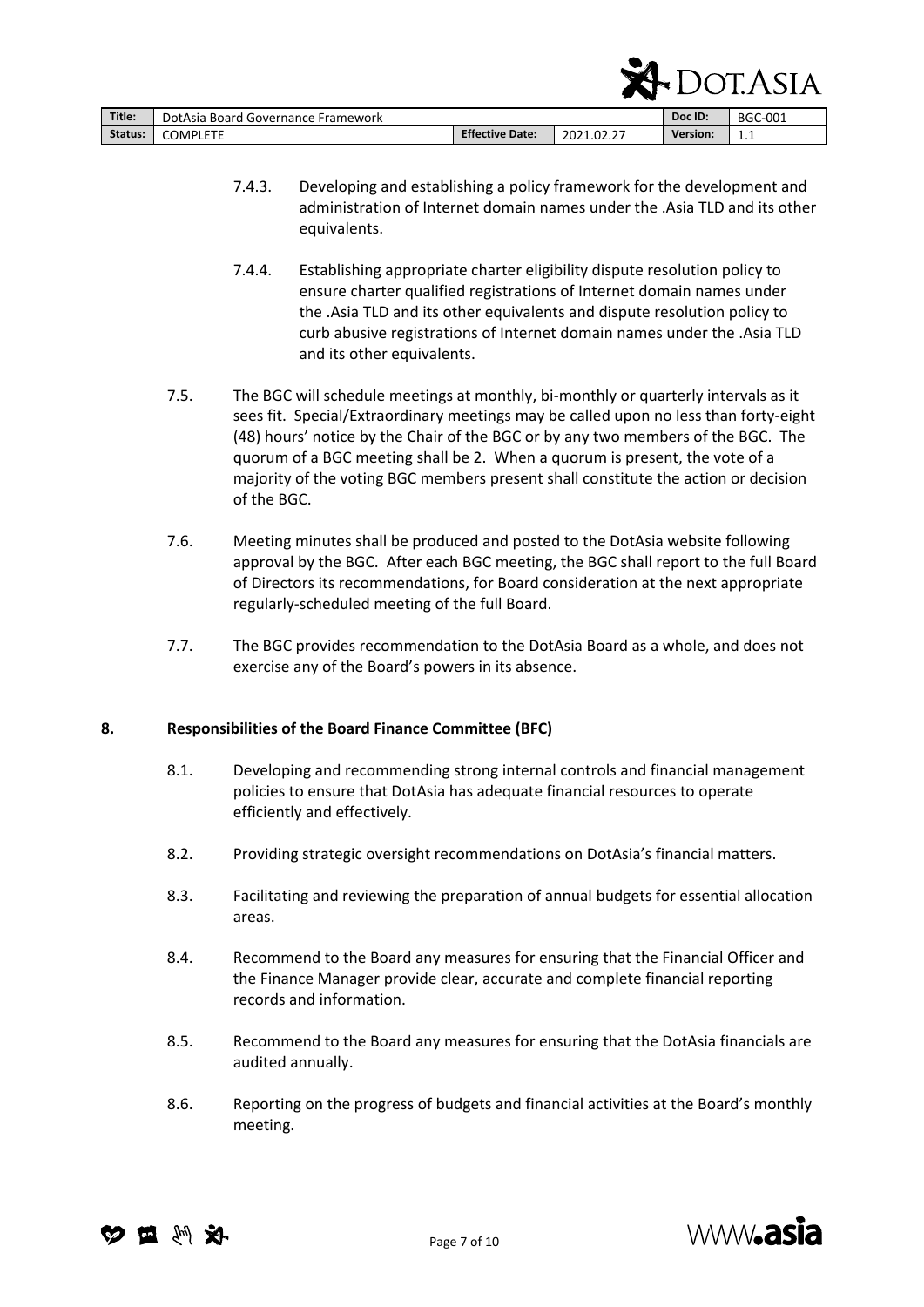7.4.3. Developing and establishing a policy framework for the development and administration of Internet domain names under the .Asia TLD and its other equivalents.

7.4.4. Establishing appropriate charter eligibility dispute resolution policy to ensure charter qualified registrations of Internet domain names under the .Asia TLD and its other equivalents and dispute resolution policy to curb abusive registrations of Internet domain names under the .Asia TLD and its other equivalents.

7.5. The BGC will schedule meetings at monthly, bi-monthly or quarterly intervals as it sees fit. Special/Extraordinary meetings may be called upon no less than forty-eight (48) hours' notice by the Chair of the BGC or by any two members of the BGC. The quorum of a BGC meeting shall be 2. When a quorum is present, the vote of a majority of the voting BGC members present shall constitute the action or decision of the BGC.

7.6. Meeting minutes shall be produced and posted to the DotAsia website following approval by the BGC. After each BGC meeting, the BGC shall report to the full Board of Directors its recommendations, for Board consideration at the next appropriate regularly-scheduled meeting of the full Board.

7.7. The BGC provides recommendation to the DotAsia Board as a whole, and does not exercise any of the Board's powers in its absence.

## 8. Responsibilities of the Board Finance Committee (BFC)

8.1. Developing and recommending strong internal controls and financial management policies to ensure that DotAsia has adequate financial resources to operate efficiently and effectively.

8.2. Providing strategic oversight recommendations on DotAsia's financial matters.

8.3. Facilitating and reviewing the preparation of annual budgets for essential allocation areas.

8.4. Recommend to the Board any measures for ensuring that the Financial Officer and the Finance Manager provide clear, accurate and complete financial reporting records and information.

8.5. Recommend to the Board any measures for ensuring that the DotAsia financials are audited annually.

8.6. Reporting on the progress of budgets and financial activities at the Board's monthly meeting.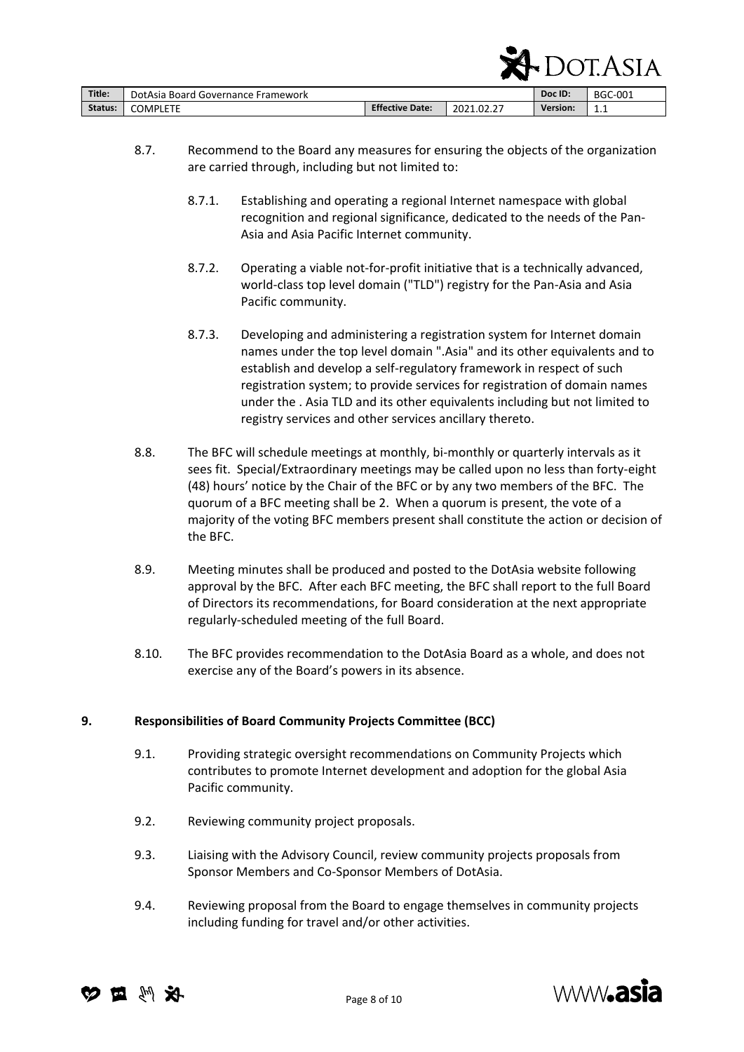8.7. Recommend to the Board any measures for ensuring the objects of the organization are carried through, including but not limited to:

8.7.1. Establishing and operating a regional Internet namespace with global recognition and regional significance, dedicated to the needs of the Pan-Asia and Asia Pacific Internet community.

8.7.2. Operating a viable not-for-profit initiative that is a technically advanced, world-class top level domain ("TLD") registry for the Pan-Asia and Asia Pacific community.

8.7.3. Developing and administering a registration system for Internet domain names under the top level domain ".Asia" and its other equivalents and to establish and develop a self-regulatory framework in respect of such registration system; to provide services for registration of domain names under the . Asia TLD and its other equivalents including but not limited to registry services and other services ancillary thereto.

8.8. The BFC will schedule meetings at monthly, bi-monthly or quarterly intervals as it sees fit. Special/Extraordinary meetings may be called upon no less than forty-eight (48) hours' notice by the Chair of the BFC or by any two members of the BFC. The quorum of a BFC meeting shall be 2. When a quorum is present, the vote of a majority of the voting BFC members present shall constitute the action or decision of the BFC.

8.9. Meeting minutes shall be produced and posted to the DotAsia website following approval by the BFC. After each BFC meeting, the BFC shall report to the full Board of Directors its recommendations, for Board consideration at the next appropriate regularly-scheduled meeting of the full Board.

8.10. The BFC provides recommendation to the DotAsia Board as a whole, and does not exercise any of the Board's powers in its absence.

## 9. Responsibilities of Board Community Projects Committee (BCC)

9.1. Providing strategic oversight recommendations on Community Projects which contributes to promote Internet development and adoption for the global Asia Pacific community.

9.2. Reviewing community project proposals.

9.3. Liaising with the Advisory Council, review community projects proposals from Sponsor Members and Co-Sponsor Members of DotAsia.

9.4. Reviewing proposal from the Board to engage themselves in community projects including funding for travel and/or other activities.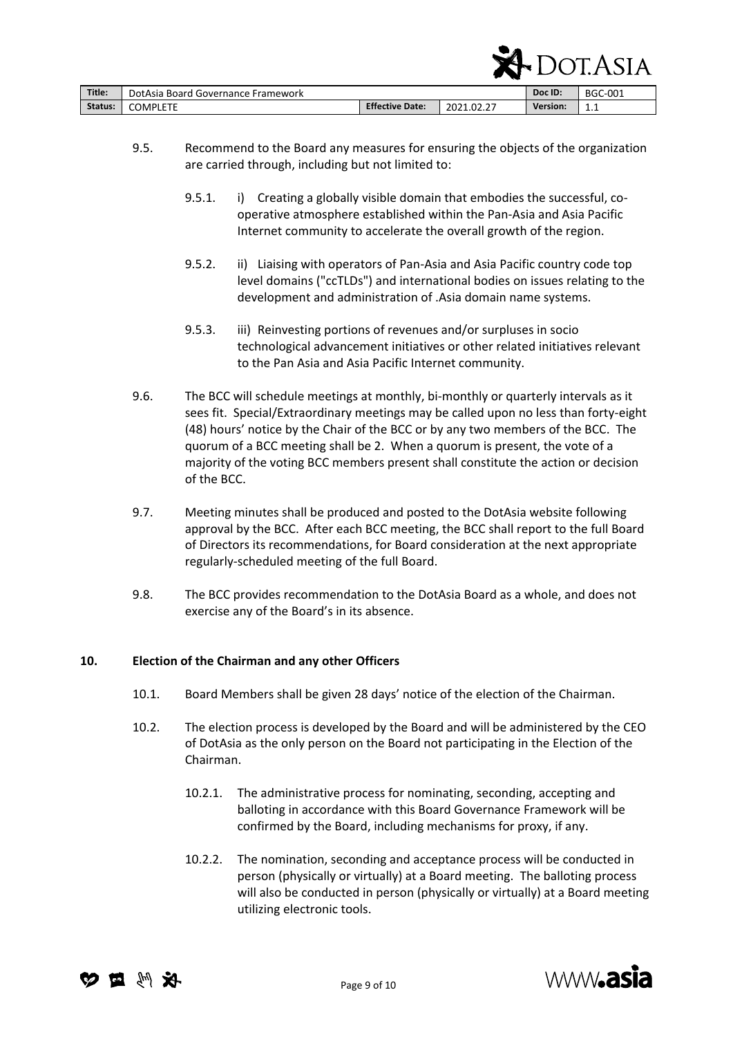9.5. Recommend to the Board any measures for ensuring the objects of the organization are carried through, including but not limited to:

   9.5.1. i) Creating a globally visible domain that embodies the successful, co-operative atmosphere established within the Pan-Asia and Asia Pacific Internet community to accelerate the overall growth of the region.

   9.5.2. ii) Liaising with operators of Pan-Asia and Asia Pacific country code top level domains ("ccTLDs") and international bodies on issues relating to the development and administration of .Asia domain name systems.

   9.5.3. iii) Reinvesting portions of revenues and/or surpluses in socio technological advancement initiatives or other related initiatives relevant to the Pan Asia and Asia Pacific Internet community.

9.6. The BCC will schedule meetings at monthly, bi-monthly or quarterly intervals as it sees fit. Special/Extraordinary meetings may be called upon no less than forty-eight (48) hours' notice by the Chair of the BCC or by any two members of the BCC. The quorum of a BCC meeting shall be 2. When a quorum is present, the vote of a majority of the voting BCC members present shall constitute the action or decision of the BCC.

9.7. Meeting minutes shall be produced and posted to the DotAsia website following approval by the BCC. After each BCC meeting, the BCC shall report to the full Board of Directors its recommendations, for Board consideration at the next appropriate regularly-scheduled meeting of the full Board.

9.8. The BCC provides recommendation to the DotAsia Board as a whole, and does not exercise any of the Board's in its absence.

## 10. Election of the Chairman and any other Officers

10.1. Board Members shall be given 28 days' notice of the election of the Chairman.

10.2. The election process is developed by the Board and will be administered by the CEO of DotAsia as the only person on the Board not participating in the Election of the Chairman.

   10.2.1. The administrative process for nominating, seconding, accepting and balloting in accordance with this Board Governance Framework will be confirmed by the Board, including mechanisms for proxy, if any.

   10.2.2. The nomination, seconding and acceptance process will be conducted in person (physically or virtually) at a Board meeting. The balloting process will also be conducted in person (physically or virtually) at a Board meeting utilizing electronic tools.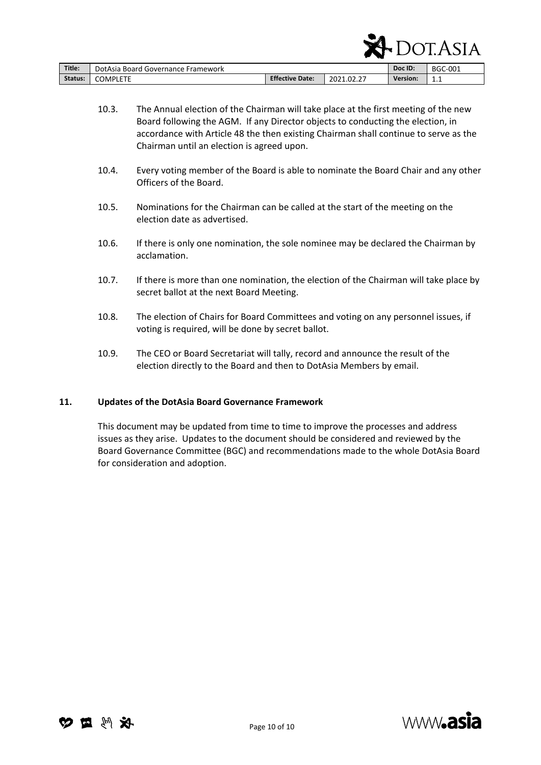10.3. The Annual election of the Chairman will take place at the first meeting of the new Board following the AGM. If any Director objects to conducting the election, in accordance with Article 48 the then existing Chairman shall continue to serve as the Chairman until an election is agreed upon.

10.4. Every voting member of the Board is able to nominate the Board Chair and any other Officers of the Board.

10.5. Nominations for the Chairman can be called at the start of the meeting on the election date as advertised.

10.6. If there is only one nomination, the sole nominee may be declared the Chairman by acclamation.

10.7. If there is more than one nomination, the election of the Chairman will take place by secret ballot at the next Board Meeting.

10.8. The election of Chairs for Board Committees and voting on any personnel issues, if voting is required, will be done by secret ballot.

10.9. The CEO or Board Secretariat will tally, record and announce the result of the election directly to the Board and then to DotAsia Members by email.

## 11. Updates of the DotAsia Board Governance Framework

This document may be updated from time to time to improve the processes and address issues as they arise. Updates to the document should be considered and reviewed by the Board Governance Committee (BGC) and recommendations made to the whole DotAsia Board for consideration and adoption.